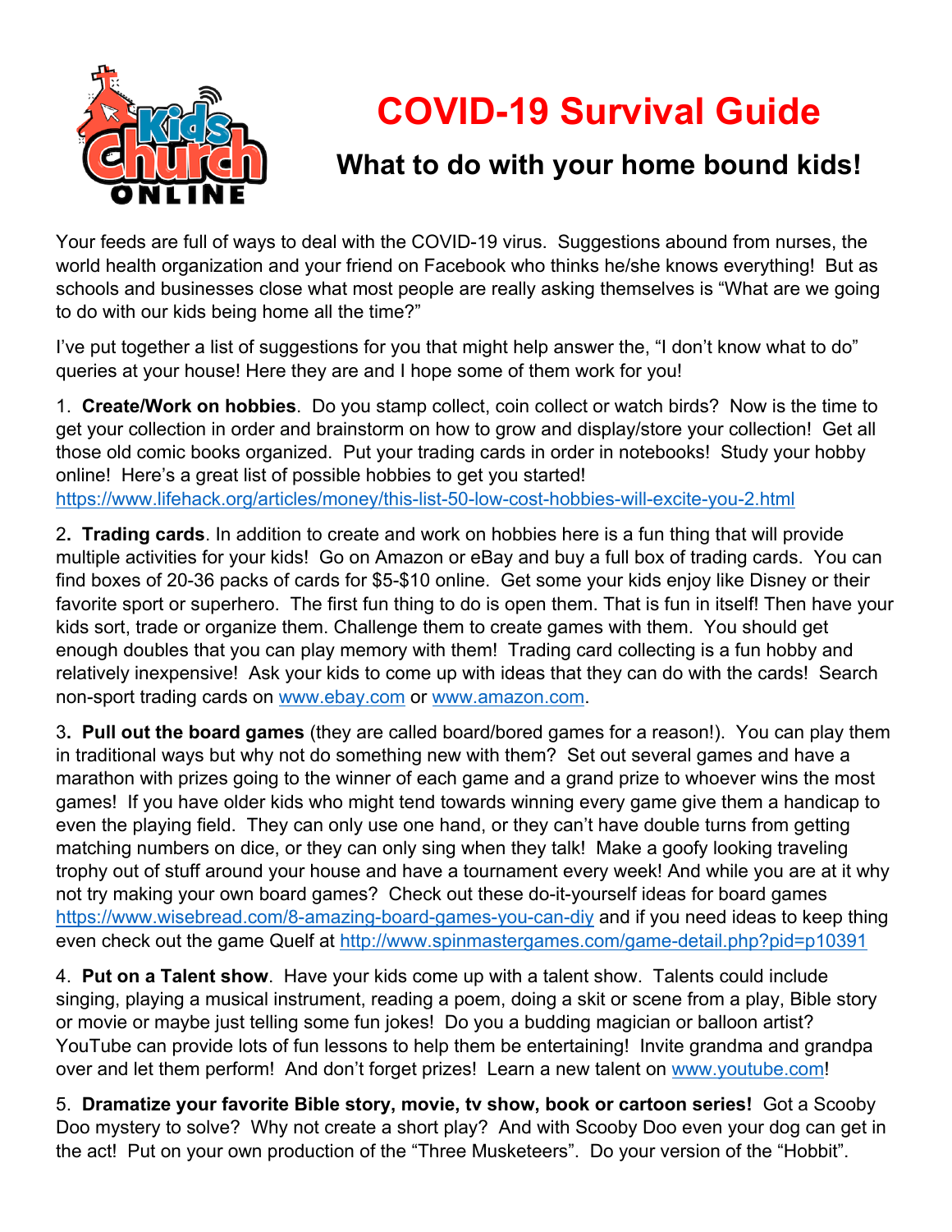# COVID-19 Survival Guide

## What to do with your home bound kids!

Your feeds are full of ways to deal with the COVID-19 virus. Suggestions abound from nurses, the world health organization and your friend on Facebook who thinks he/she knows everything! But as schools and businesses close what most people are really asking themselves is "What are we going to do with our kids being home all the time?"

I've put together a list of suggestions for you that might help answer the, "I don't know what to do" queries at your house! Here they are and I hope some of them work for you!

1. **Create/Work on hobbies**. Do you stamp collect, coin collect or watch birds? Now is the time to get your collection in order and brainstorm on how to grow and display/store your collection! Get all those old comic books organized. Put your trading cards in order in notebooks! Study your hobby online! Here's a great list of possible hobbies to get you started! https://www.lifehack.org/articles/money/this-list-50-low-cost-hobbies-will-excite-you-2.html

2. **Trading cards**. In addition to create and work on hobbies here is a fun thing that will provide multiple activities for your kids! Go on Amazon or eBay and buy a full box of trading cards. You can find boxes of 20-36 packs of cards for $5-$10 online. Get some your kids enjoy like Disney or their favorite sport or superhero. The first fun thing to do is open them. That is fun in itself! Then have your kids sort, trade or organize them. Challenge them to create games with them. You should get enough doubles that you can play memory with them! Trading card collecting is a fun hobby and relatively inexpensive! Ask your kids to come up with ideas that they can do with the cards! Search non-sport trading cards on www.ebay.com or www.amazon.com.

3. **Pull out the board games** (they are called board/bored games for a reason!). You can play them in traditional ways but why not do something new with them? Set out several games and have a marathon with prizes going to the winner of each game and a grand prize to whoever wins the most games! If you have older kids who might tend towards winning every game give them a handicap to even the playing field. They can only use one hand, or they can't have double turns from getting matching numbers on dice, or they can only sing when they talk! Make a goofy looking traveling trophy out of stuff around your house and have a tournament every week! And while you are at it why not try making your own board games? Check out these do-it-yourself ideas for board games https://www.wisebread.com/8-amazing-board-games-you-can-diy and if you need ideas to keep thing even check out the game Quelf at http://www.spinmastergames.com/game-detail.php?pid=p10391

4. **Put on a Talent show**. Have your kids come up with a talent show. Talents could include singing, playing a musical instrument, reading a poem, doing a skit or scene from a play, Bible story or movie or maybe just telling some fun jokes! Do you a budding magician or balloon artist? YouTube can provide lots of fun lessons to help them be entertaining! Invite grandma and grandpa over and let them perform! And don't forget prizes! Learn a new talent on www.youtube.com!

5. **Dramatize your favorite Bible story, movie, tv show, book or cartoon series!** Got a Scooby Doo mystery to solve? Why not create a short play? And with Scooby Doo even your dog can get in the act! Put on your own production of the "Three Musketeers". Do your version of the "Hobbit".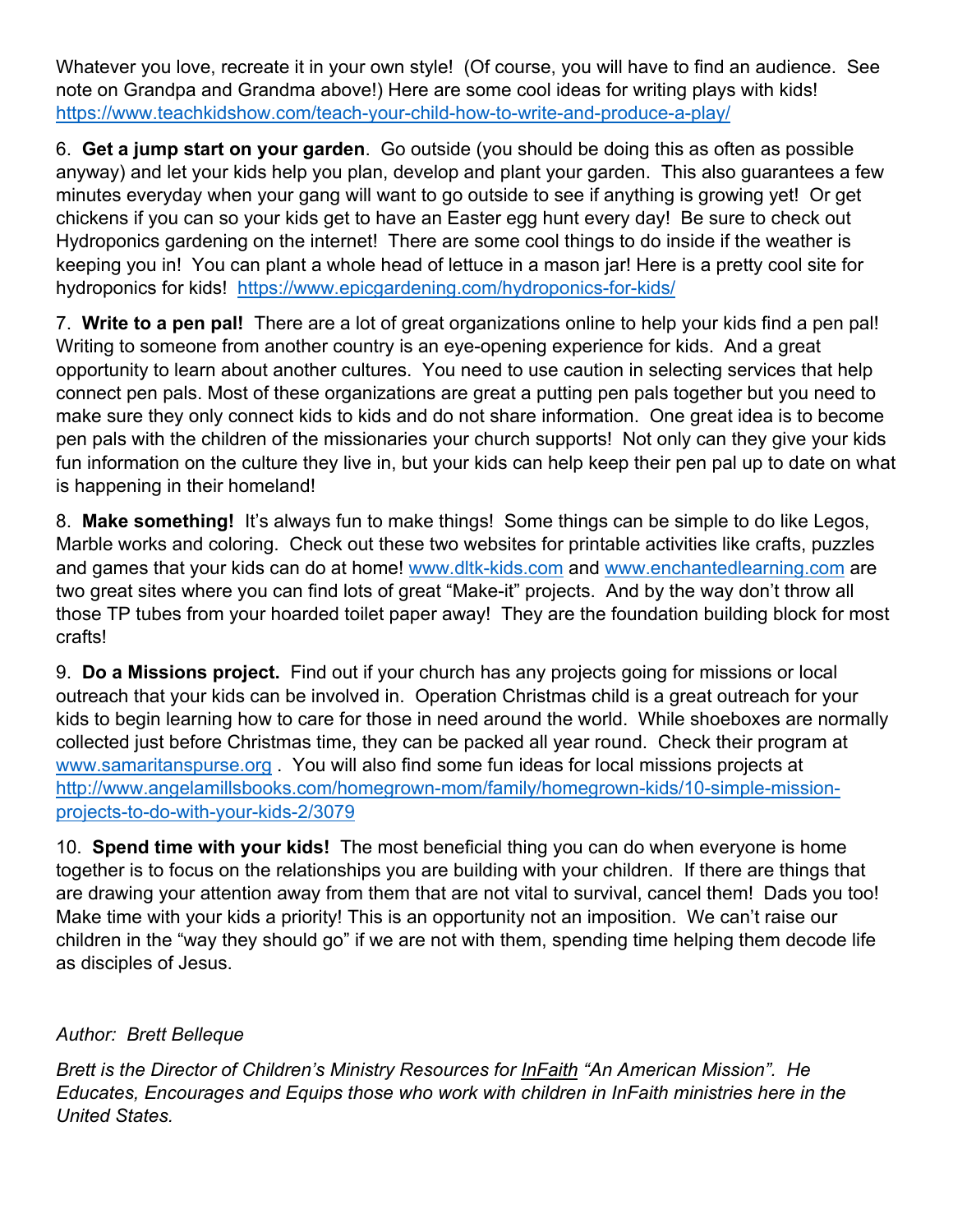Whatever you love, recreate it in your own style! (Of course, you will have to find an audience. See note on Grandpa and Grandma above!) Here are some cool ideas for writing plays with kids! https://www.teachkidshow.com/teach-your-child-how-to-write-and-produce-a-play/

6. **Get a jump start on your garden**. Go outside (you should be doing this as often as possible anyway) and let your kids help you plan, develop and plant your garden. This also guarantees a few minutes everyday when your gang will want to go outside to see if anything is growing yet! Or get chickens if you can so your kids get to have an Easter egg hunt every day! Be sure to check out Hydroponics gardening on the internet! There are some cool things to do inside if the weather is keeping you in! You can plant a whole head of lettuce in a mason jar! Here is a pretty cool site for hydroponics for kids! https://www.epicgardening.com/hydroponics-for-kids/

7. **Write to a pen pal!** There are a lot of great organizations online to help your kids find a pen pal! Writing to someone from another country is an eye-opening experience for kids. And a great opportunity to learn about another cultures. You need to use caution in selecting services that help connect pen pals. Most of these organizations are great a putting pen pals together but you need to make sure they only connect kids to kids and do not share information. One great idea is to become pen pals with the children of the missionaries your church supports! Not only can they give your kids fun information on the culture they live in, but your kids can help keep their pen pal up to date on what is happening in their homeland!

8. **Make something!** It's always fun to make things! Some things can be simple to do like Legos, Marble works and coloring. Check out these two websites for printable activities like crafts, puzzles and games that your kids can do at home! www.dltk-kids.com and www.enchantedlearning.com are two great sites where you can find lots of great "Make-it" projects. And by the way don't throw all those TP tubes from your hoarded toilet paper away! They are the foundation building block for most crafts!

9. **Do a Missions project.** Find out if your church has any projects going for missions or local outreach that your kids can be involved in. Operation Christmas child is a great outreach for your kids to begin learning how to care for those in need around the world. While shoeboxes are normally collected just before Christmas time, they can be packed all year round. Check their program at www.samaritanspurse.org . You will also find some fun ideas for local missions projects at http://www.angelamillsbooks.com/homegrown-mom/family/homegrown-kids/10-simple-mission-projects-to-do-with-your-kids-2/3079

10. **Spend time with your kids!** The most beneficial thing you can do when everyone is home together is to focus on the relationships you are building with your children. If there are things that are drawing your attention away from them that are not vital to survival, cancel them! Dads you too! Make time with your kids a priority! This is an opportunity not an imposition. We can't raise our children in the "way they should go" if we are not with them, spending time helping them decode life as disciples of Jesus.

*Author: Brett Belleque*

*Brett is the Director of Children's Ministry Resources for InFaith "An American Mission". He Educates, Encourages and Equips those who work with children in InFaith ministries here in the United States.*